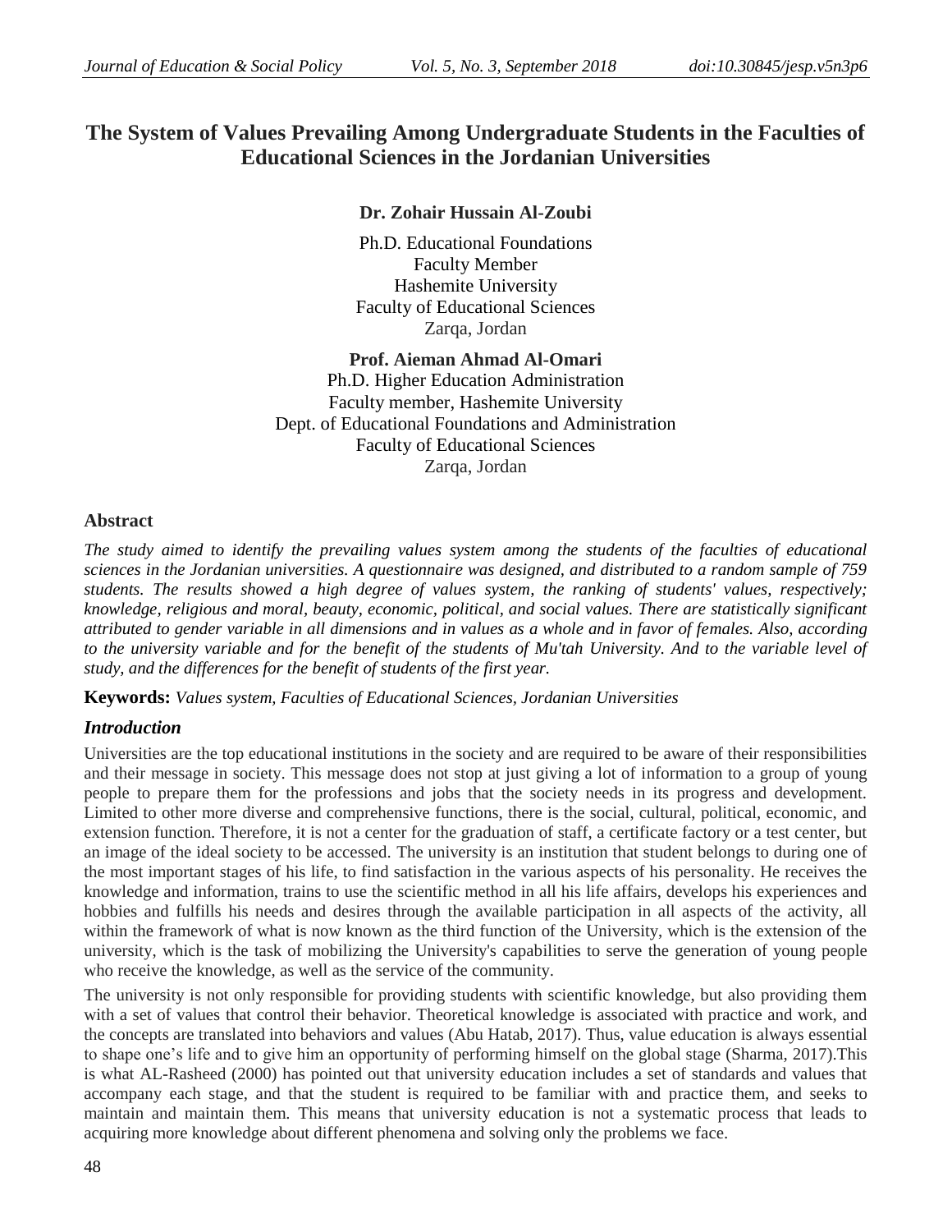# The System of Values Prevailing Among Undergraduate Students in the Faculties of Educational Sciences in the Jordanian Universities

**Dr. Zohair Hussain Al-Zoubi**

Ph.D. Educational Foundations
Faculty Member
Hashemite University
Faculty of Educational Sciences
Zarqa, Jordan

**Prof. Aieman Ahmad Al-Omari**
Ph.D. Higher Education Administration
Faculty member, Hashemite University
Dept. of Educational Foundations and Administration
Faculty of Educational Sciences
Zarqa, Jordan

## Abstract

*The study aimed to identify the prevailing values system among the students of the faculties of educational sciences in the Jordanian universities. A questionnaire was designed, and distributed to a random sample of 759 students. The results showed a high degree of values system, the ranking of students' values, respectively; knowledge, religious and moral, beauty, economic, political, and social values. There are statistically significant attributed to gender variable in all dimensions and in values as a whole and in favor of females. Also, according to the university variable and for the benefit of the students of Mu'tah University. And to the variable level of study, and the differences for the benefit of students of the first year.*

**Keywords:** *Values system, Faculties of Educational Sciences, Jordanian Universities*

## *Introduction*

Universities are the top educational institutions in the society and are required to be aware of their responsibilities and their message in society. This message does not stop at just giving a lot of information to a group of young people to prepare them for the professions and jobs that the society needs in its progress and development. Limited to other more diverse and comprehensive functions, there is the social, cultural, political, economic, and extension function. Therefore, it is not a center for the graduation of staff, a certificate factory or a test center, but an image of the ideal society to be accessed. The university is an institution that student belongs to during one of the most important stages of his life, to find satisfaction in the various aspects of his personality. He receives the knowledge and information, trains to use the scientific method in all his life affairs, develops his experiences and hobbies and fulfills his needs and desires through the available participation in all aspects of the activity, all within the framework of what is now known as the third function of the University, which is the extension of the university, which is the task of mobilizing the University's capabilities to serve the generation of young people who receive the knowledge, as well as the service of the community.

The university is not only responsible for providing students with scientific knowledge, but also providing them with a set of values that control their behavior. Theoretical knowledge is associated with practice and work, and the concepts are translated into behaviors and values (Abu Hatab, 2017). Thus, value education is always essential to shape one's life and to give him an opportunity of performing himself on the global stage (Sharma, 2017).This is what AL-Rasheed (2000) has pointed out that university education includes a set of standards and values that accompany each stage, and that the student is required to be familiar with and practice them, and seeks to maintain and maintain them. This means that university education is not a systematic process that leads to acquiring more knowledge about different phenomena and solving only the problems we face.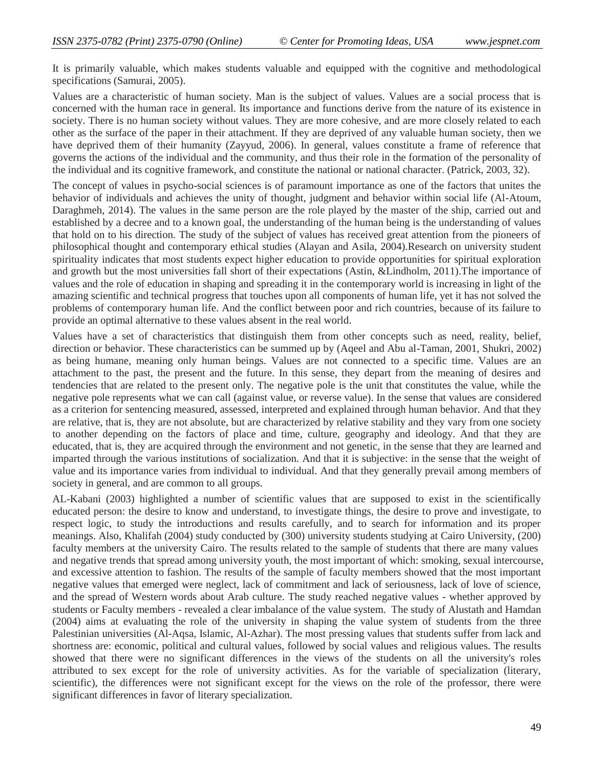It is primarily valuable, which makes students valuable and equipped with the cognitive and methodological specifications (Samurai, 2005).

Values are a characteristic of human society. Man is the subject of values. Values are a social process that is concerned with the human race in general. Its importance and functions derive from the nature of its existence in society. There is no human society without values. They are more cohesive, and are more closely related to each other as the surface of the paper in their attachment. If they are deprived of any valuable human society, then we have deprived them of their humanity (Zayyud, 2006). In general, values constitute a frame of reference that governs the actions of the individual and the community, and thus their role in the formation of the personality of the individual and its cognitive framework, and constitute the national or national character. (Patrick, 2003, 32).

The concept of values in psycho-social sciences is of paramount importance as one of the factors that unites the behavior of individuals and achieves the unity of thought, judgment and behavior within social life (Al-Atoum, Daraghmeh, 2014). The values in the same person are the role played by the master of the ship, carried out and established by a decree and to a known goal, the understanding of the human being is the understanding of values that hold on to his direction. The study of the subject of values has received great attention from the pioneers of philosophical thought and contemporary ethical studies (Alayan and Asila, 2004).Research on university student spirituality indicates that most students expect higher education to provide opportunities for spiritual exploration and growth but the most universities fall short of their expectations (Astin, &Lindholm, 2011).The importance of values and the role of education in shaping and spreading it in the contemporary world is increasing in light of the amazing scientific and technical progress that touches upon all components of human life, yet it has not solved the problems of contemporary human life. And the conflict between poor and rich countries, because of its failure to provide an optimal alternative to these values absent in the real world.

Values have a set of characteristics that distinguish them from other concepts such as need, reality, belief, direction or behavior. These characteristics can be summed up by (Aqeel and Abu al-Taman, 2001, Shukri, 2002) as being humane, meaning only human beings. Values are not connected to a specific time. Values are an attachment to the past, the present and the future. In this sense, they depart from the meaning of desires and tendencies that are related to the present only. The negative pole is the unit that constitutes the value, while the negative pole represents what we can call (against value, or reverse value). In the sense that values are considered as a criterion for sentencing measured, assessed, interpreted and explained through human behavior. And that they are relative, that is, they are not absolute, but are characterized by relative stability and they vary from one society to another depending on the factors of place and time, culture, geography and ideology. And that they are educated, that is, they are acquired through the environment and not genetic, in the sense that they are learned and imparted through the various institutions of socialization. And that it is subjective: in the sense that the weight of value and its importance varies from individual to individual. And that they generally prevail among members of society in general, and are common to all groups.

AL-Kabani (2003) highlighted a number of scientific values that are supposed to exist in the scientifically educated person: the desire to know and understand, to investigate things, the desire to prove and investigate, to respect logic, to study the introductions and results carefully, and to search for information and its proper meanings. Also, Khalifah (2004) study conducted by (300) university students studying at Cairo University, (200) faculty members at the university Cairo. The results related to the sample of students that there are many values and negative trends that spread among university youth, the most important of which: smoking, sexual intercourse, and excessive attention to fashion. The results of the sample of faculty members showed that the most important negative values that emerged were neglect, lack of commitment and lack of seriousness, lack of love of science, and the spread of Western words about Arab culture. The study reached negative values - whether approved by students or Faculty members - revealed a clear imbalance of the value system. The study of Alustath and Hamdan (2004) aims at evaluating the role of the university in shaping the value system of students from the three Palestinian universities (Al-Aqsa, Islamic, Al-Azhar). The most pressing values that students suffer from lack and shortness are: economic, political and cultural values, followed by social values and religious values. The results showed that there were no significant differences in the views of the students on all the university's roles attributed to sex except for the role of university activities. As for the variable of specialization (literary, scientific), the differences were not significant except for the views on the role of the professor, there were significant differences in favor of literary specialization.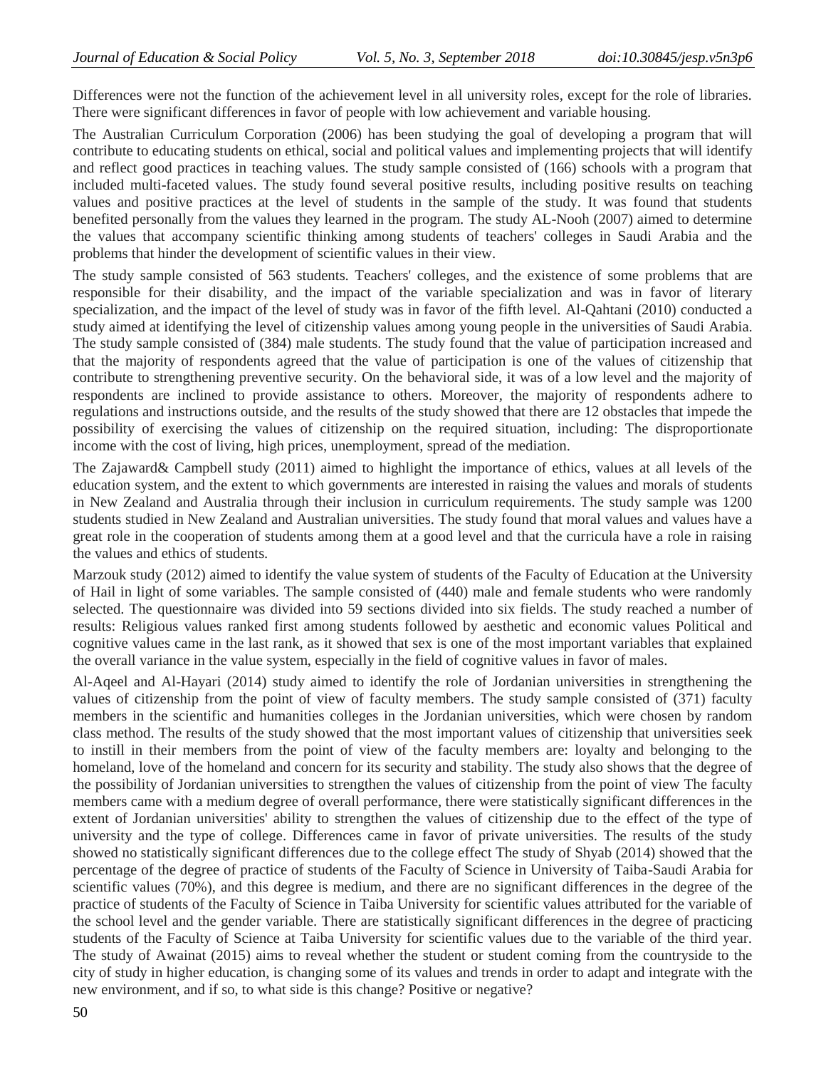Differences were not the function of the achievement level in all university roles, except for the role of libraries. There were significant differences in favor of people with low achievement and variable housing.

The Australian Curriculum Corporation (2006) has been studying the goal of developing a program that will contribute to educating students on ethical, social and political values and implementing projects that will identify and reflect good practices in teaching values. The study sample consisted of (166) schools with a program that included multi-faceted values. The study found several positive results, including positive results on teaching values and positive practices at the level of students in the sample of the study. It was found that students benefited personally from the values they learned in the program. The study AL-Nooh (2007) aimed to determine the values that accompany scientific thinking among students of teachers' colleges in Saudi Arabia and the problems that hinder the development of scientific values in their view.

The study sample consisted of 563 students. Teachers' colleges, and the existence of some problems that are responsible for their disability, and the impact of the variable specialization and was in favor of literary specialization, and the impact of the level of study was in favor of the fifth level. Al-Qahtani (2010) conducted a study aimed at identifying the level of citizenship values among young people in the universities of Saudi Arabia. The study sample consisted of (384) male students. The study found that the value of participation increased and that the majority of respondents agreed that the value of participation is one of the values of citizenship that contribute to strengthening preventive security. On the behavioral side, it was of a low level and the majority of respondents are inclined to provide assistance to others. Moreover, the majority of respondents adhere to regulations and instructions outside, and the results of the study showed that there are 12 obstacles that impede the possibility of exercising the values of citizenship on the required situation, including: The disproportionate income with the cost of living, high prices, unemployment, spread of the mediation.

The Zajaward& Campbell study (2011) aimed to highlight the importance of ethics, values at all levels of the education system, and the extent to which governments are interested in raising the values and morals of students in New Zealand and Australia through their inclusion in curriculum requirements. The study sample was 1200 students studied in New Zealand and Australian universities. The study found that moral values and values have a great role in the cooperation of students among them at a good level and that the curricula have a role in raising the values and ethics of students.

Marzouk study (2012) aimed to identify the value system of students of the Faculty of Education at the University of Hail in light of some variables. The sample consisted of (440) male and female students who were randomly selected. The questionnaire was divided into 59 sections divided into six fields. The study reached a number of results: Religious values ranked first among students followed by aesthetic and economic values Political and cognitive values came in the last rank, as it showed that sex is one of the most important variables that explained the overall variance in the value system, especially in the field of cognitive values in favor of males.

Al-Aqeel and Al-Hayari (2014) study aimed to identify the role of Jordanian universities in strengthening the values of citizenship from the point of view of faculty members. The study sample consisted of (371) faculty members in the scientific and humanities colleges in the Jordanian universities, which were chosen by random class method. The results of the study showed that the most important values of citizenship that universities seek to instill in their members from the point of view of the faculty members are: loyalty and belonging to the homeland, love of the homeland and concern for its security and stability. The study also shows that the degree of the possibility of Jordanian universities to strengthen the values of citizenship from the point of view The faculty members came with a medium degree of overall performance, there were statistically significant differences in the extent of Jordanian universities' ability to strengthen the values of citizenship due to the effect of the type of university and the type of college. Differences came in favor of private universities. The results of the study showed no statistically significant differences due to the college effect The study of Shyab (2014) showed that the percentage of the degree of practice of students of the Faculty of Science in University of Taiba-Saudi Arabia for scientific values (70%), and this degree is medium, and there are no significant differences in the degree of the practice of students of the Faculty of Science in Taiba University for scientific values attributed for the variable of the school level and the gender variable. There are statistically significant differences in the degree of practicing students of the Faculty of Science at Taiba University for scientific values due to the variable of the third year. The study of Awainat (2015) aims to reveal whether the student or student coming from the countryside to the city of study in higher education, is changing some of its values and trends in order to adapt and integrate with the new environment, and if so, to what side is this change? Positive or negative?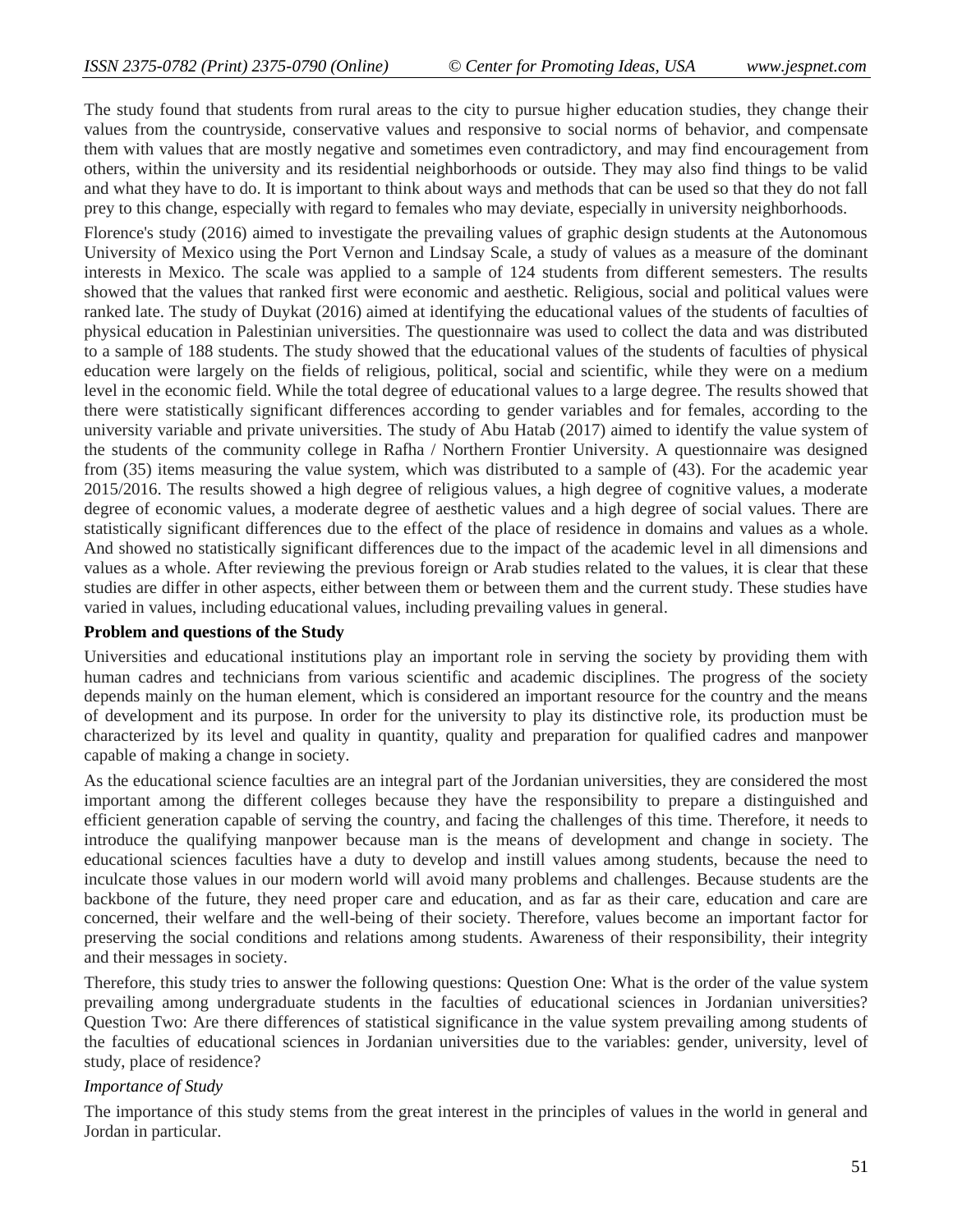The study found that students from rural areas to the city to pursue higher education studies, they change their values from the countryside, conservative values and responsive to social norms of behavior, and compensate them with values that are mostly negative and sometimes even contradictory, and may find encouragement from others, within the university and its residential neighborhoods or outside. They may also find things to be valid and what they have to do. It is important to think about ways and methods that can be used so that they do not fall prey to this change, especially with regard to females who may deviate, especially in university neighborhoods.

Florence's study (2016) aimed to investigate the prevailing values of graphic design students at the Autonomous University of Mexico using the Port Vernon and Lindsay Scale, a study of values as a measure of the dominant interests in Mexico. The scale was applied to a sample of 124 students from different semesters. The results showed that the values that ranked first were economic and aesthetic. Religious, social and political values were ranked late. The study of Duykat (2016) aimed at identifying the educational values of the students of faculties of physical education in Palestinian universities. The questionnaire was used to collect the data and was distributed to a sample of 188 students. The study showed that the educational values of the students of faculties of physical education were largely on the fields of religious, political, social and scientific, while they were on a medium level in the economic field. While the total degree of educational values to a large degree. The results showed that there were statistically significant differences according to gender variables and for females, according to the university variable and private universities. The study of Abu Hatab (2017) aimed to identify the value system of the students of the community college in Rafha / Northern Frontier University. A questionnaire was designed from (35) items measuring the value system, which was distributed to a sample of (43). For the academic year 2015/2016. The results showed a high degree of religious values, a high degree of cognitive values, a moderate degree of economic values, a moderate degree of aesthetic values and a high degree of social values. There are statistically significant differences due to the effect of the place of residence in domains and values as a whole. And showed no statistically significant differences due to the impact of the academic level in all dimensions and values as a whole. After reviewing the previous foreign or Arab studies related to the values, it is clear that these studies are differ in other aspects, either between them or between them and the current study. These studies have varied in values, including educational values, including prevailing values in general.

**Problem and questions of the Study**

Universities and educational institutions play an important role in serving the society by providing them with human cadres and technicians from various scientific and academic disciplines. The progress of the society depends mainly on the human element, which is considered an important resource for the country and the means of development and its purpose. In order for the university to play its distinctive role, its production must be characterized by its level and quality in quantity, quality and preparation for qualified cadres and manpower capable of making a change in society.

As the educational science faculties are an integral part of the Jordanian universities, they are considered the most important among the different colleges because they have the responsibility to prepare a distinguished and efficient generation capable of serving the country, and facing the challenges of this time. Therefore, it needs to introduce the qualifying manpower because man is the means of development and change in society. The educational sciences faculties have a duty to develop and instill values among students, because the need to inculcate those values in our modern world will avoid many problems and challenges. Because students are the backbone of the future, they need proper care and education, and as far as their care, education and care are concerned, their welfare and the well-being of their society. Therefore, values become an important factor for preserving the social conditions and relations among students. Awareness of their responsibility, their integrity and their messages in society.

Therefore, this study tries to answer the following questions: Question One: What is the order of the value system prevailing among undergraduate students in the faculties of educational sciences in Jordanian universities? Question Two: Are there differences of statistical significance in the value system prevailing among students of the faculties of educational sciences in Jordanian universities due to the variables: gender, university, level of study, place of residence?

*Importance of Study*

The importance of this study stems from the great interest in the principles of values in the world in general and Jordan in particular.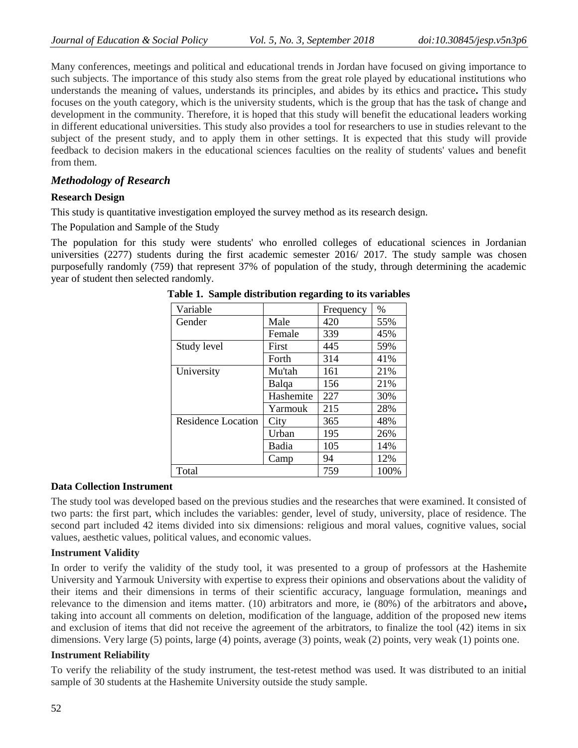Many conferences, meetings and political and educational trends in Jordan have focused on giving importance to such subjects. The importance of this study also stems from the great role played by educational institutions who understands the meaning of values, understands its principles, and abides by its ethics and practice**.** This study focuses on the youth category, which is the university students, which is the group that has the task of change and development in the community. Therefore, it is hoped that this study will benefit the educational leaders working in different educational universities. This study also provides a tool for researchers to use in studies relevant to the subject of the present study, and to apply them in other settings. It is expected that this study will provide feedback to decision makers in the educational sciences faculties on the reality of students' values and benefit from them.

## *Methodology of Research*

### Research Design

This study is quantitative investigation employed the survey method as its research design.

The Population and Sample of the Study

The population for this study were students' who enrolled colleges of educational sciences in Jordanian universities (2277) students during the first academic semester 2016/ 2017. The study sample was chosen purposefully randomly (759) that represent 37% of population of the study, through determining the academic year of student then selected randomly.

**Table 1. Sample distribution regarding to its variables**

| Variable | | Frequency | % |
|---|---|---|---|
| Gender | Male | 420 | 55% |
| | Female | 339 | 45% |
| Study level | First | 445 | 59% |
| | Forth | 314 | 41% |
| University | Mu'tah | 161 | 21% |
| | Balqa | 156 | 21% |
| | Hashemite | 227 | 30% |
| | Yarmouk | 215 | 28% |
| Residence Location | City | 365 | 48% |
| | Urban | 195 | 26% |
| | Badia | 105 | 14% |
| | Camp | 94 | 12% |
| Total | | 759 | 100% |

### Data Collection Instrument

The study tool was developed based on the previous studies and the researches that were examined. It consisted of two parts: the first part, which includes the variables: gender, level of study, university, place of residence. The second part included 42 items divided into six dimensions: religious and moral values, cognitive values, social values, aesthetic values, political values, and economic values.

### Instrument Validity

In order to verify the validity of the study tool, it was presented to a group of professors at the Hashemite University and Yarmouk University with expertise to express their opinions and observations about the validity of their items and their dimensions in terms of their scientific accuracy, language formulation, meanings and relevance to the dimension and items matter. (10) arbitrators and more, ie (80%) of the arbitrators and above**,** taking into account all comments on deletion, modification of the language, addition of the proposed new items and exclusion of items that did not receive the agreement of the arbitrators, to finalize the tool (42) items in six dimensions. Very large (5) points, large (4) points, average (3) points, weak (2) points, very weak (1) points one.

### Instrument Reliability

To verify the reliability of the study instrument, the test-retest method was used. It was distributed to an initial sample of 30 students at the Hashemite University outside the study sample.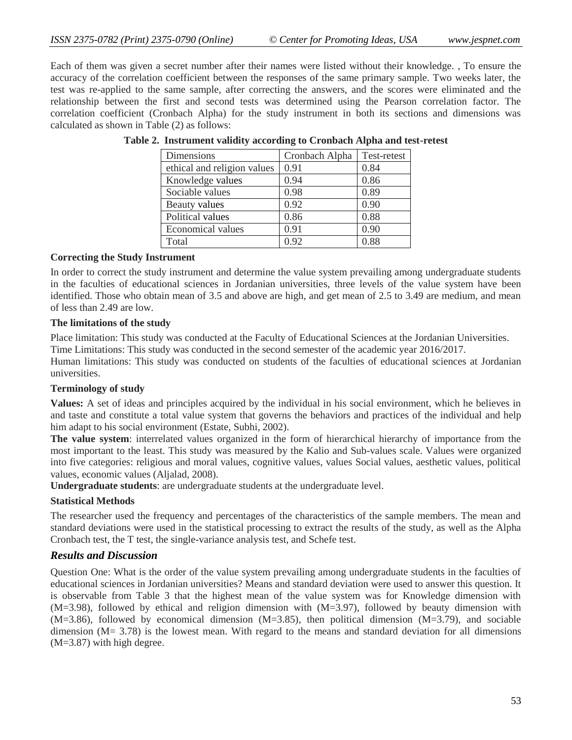Each of them was given a secret number after their names were listed without their knowledge. , To ensure the accuracy of the correlation coefficient between the responses of the same primary sample. Two weeks later, the test was re-applied to the same sample, after correcting the answers, and the scores were eliminated and the relationship between the first and second tests was determined using the Pearson correlation factor. The correlation coefficient (Cronbach Alpha) for the study instrument in both its sections and dimensions was calculated as shown in Table (2) as follows:

**Table 2. Instrument validity according to Cronbach Alpha and test-retest**

| Dimensions | Cronbach Alpha | Test-retest |
|---|---|---|
| ethical and religion values | 0.91 | 0.84 |
| Knowledge values | 0.94 | 0.86 |
| Sociable values | 0.98 | 0.89 |
| Beauty values | 0.92 | 0.90 |
| Political values | 0.86 | 0.88 |
| Economical values | 0.91 | 0.90 |
| Total | 0.92 | 0.88 |

**Correcting the Study Instrument**

In order to correct the study instrument and determine the value system prevailing among undergraduate students in the faculties of educational sciences in Jordanian universities, three levels of the value system have been identified. Those who obtain mean of 3.5 and above are high, and get mean of 2.5 to 3.49 are medium, and mean of less than 2.49 are low.

**The limitations of the study**

Place limitation: This study was conducted at the Faculty of Educational Sciences at the Jordanian Universities.

Time Limitations: This study was conducted in the second semester of the academic year 2016/2017.

Human limitations: This study was conducted on students of the faculties of educational sciences at Jordanian universities.

**Terminology of study**

**Values:** A set of ideas and principles acquired by the individual in his social environment, which he believes in and taste and constitute a total value system that governs the behaviors and practices of the individual and help him adapt to his social environment (Estate, Subhi, 2002).

**The value system**: interrelated values organized in the form of hierarchical hierarchy of importance from the most important to the least. This study was measured by the Kalio and Sub-values scale. Values were organized into five categories: religious and moral values, cognitive values, values Social values, aesthetic values, political values, economic values (Aljalad, 2008).

**Undergraduate students**: are undergraduate students at the undergraduate level.

**Statistical Methods**

The researcher used the frequency and percentages of the characteristics of the sample members. The mean and standard deviations were used in the statistical processing to extract the results of the study, as well as the Alpha Cronbach test, the T test, the single-variance analysis test, and Schefe test.

## *Results and Discussion*

Question One: What is the order of the value system prevailing among undergraduate students in the faculties of educational sciences in Jordanian universities? Means and standard deviation were used to answer this question. It is observable from Table 3 that the highest mean of the value system was for Knowledge dimension with (M=3.98), followed by ethical and religion dimension with (M=3.97), followed by beauty dimension with (M=3.86), followed by economical dimension (M=3.85), then political dimension (M=3.79), and sociable dimension (M= 3.78) is the lowest mean. With regard to the means and standard deviation for all dimensions (M=3.87) with high degree.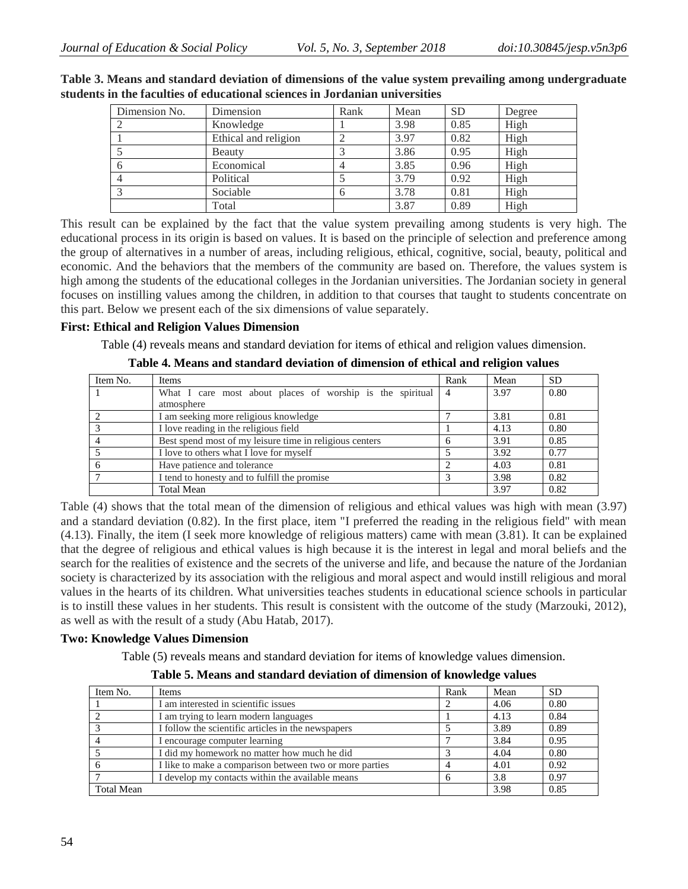**Table 3. Means and standard deviation of dimensions of the value system prevailing among undergraduate students in the faculties of educational sciences in Jordanian universities**

| Dimension No. | Dimension | Rank | Mean | SD | Degree |
|---|---|---|---|---|---|
| 2 | Knowledge | 1 | 3.98 | 0.85 | High |
| 1 | Ethical and religion | 2 | 3.97 | 0.82 | High |
| 5 | Beauty | 3 | 3.86 | 0.95 | High |
| 6 | Economical | 4 | 3.85 | 0.96 | High |
| 4 | Political | 5 | 3.79 | 0.92 | High |
| 3 | Sociable | 6 | 3.78 | 0.81 | High |
| | Total | | 3.87 | 0.89 | High |

This result can be explained by the fact that the value system prevailing among students is very high. The educational process in its origin is based on values. It is based on the principle of selection and preference among the group of alternatives in a number of areas, including religious, ethical, cognitive, social, beauty, political and economic. And the behaviors that the members of the community are based on. Therefore, the values system is high among the students of the educational colleges in the Jordanian universities. The Jordanian society in general focuses on instilling values among the children, in addition to that courses that taught to students concentrate on this part. Below we present each of the six dimensions of value separately.

**First: Ethical and Religion Values Dimension**

Table (4) reveals means and standard deviation for items of ethical and religion values dimension.

**Table 4. Means and standard deviation of dimension of ethical and religion values**

| Item No. | Items | Rank | Mean | SD |
|---|---|---|---|---|
| 1 | What I care most about places of worship is the spiritual atmosphere | 4 | 3.97 | 0.80 |
| 2 | I am seeking more religious knowledge | 7 | 3.81 | 0.81 |
| 3 | I love reading in the religious field | 1 | 4.13 | 0.80 |
| 4 | Best spend most of my leisure time in religious centers | 6 | 3.91 | 0.85 |
| 5 | I love to others what I love for myself | 5 | 3.92 | 0.77 |
| 6 | Have patience and tolerance | 2 | 4.03 | 0.81 |
| 7 | I tend to honesty and to fulfill the promise | 3 | 3.98 | 0.82 |
| | Total Mean | | 3.97 | 0.82 |

Table (4) shows that the total mean of the dimension of religious and ethical values was high with mean (3.97) and a standard deviation (0.82). In the first place, item "I preferred the reading in the religious field" with mean (4.13). Finally, the item (I seek more knowledge of religious matters) came with mean (3.81). It can be explained that the degree of religious and ethical values is high because it is the interest in legal and moral beliefs and the search for the realities of existence and the secrets of the universe and life, and because the nature of the Jordanian society is characterized by its association with the religious and moral aspect and would instill religious and moral values in the hearts of its children. What universities teaches students in educational science schools in particular is to instill these values in her students. This result is consistent with the outcome of the study (Marzouki, 2012), as well as with the result of a study (Abu Hatab, 2017).

**Two: Knowledge Values Dimension**

Table (5) reveals means and standard deviation for items of knowledge values dimension.

**Table 5. Means and standard deviation of dimension of knowledge values**

| Item No. | Items | Rank | Mean | SD |
|---|---|---|---|---|
| 1 | I am interested in scientific issues | 2 | 4.06 | 0.80 |
| 2 | I am trying to learn modern languages | 1 | 4.13 | 0.84 |
| 3 | I follow the scientific articles in the newspapers | 5 | 3.89 | 0.89 |
| 4 | I encourage computer learning | 7 | 3.84 | 0.95 |
| 5 | I did my homework no matter how much he did | 3 | 4.04 | 0.80 |
| 6 | I like to make a comparison between two or more parties | 4 | 4.01 | 0.92 |
| 7 | I develop my contacts within the available means | 6 | 3.8 | 0.97 |
| Total Mean | | | 3.98 | 0.85 |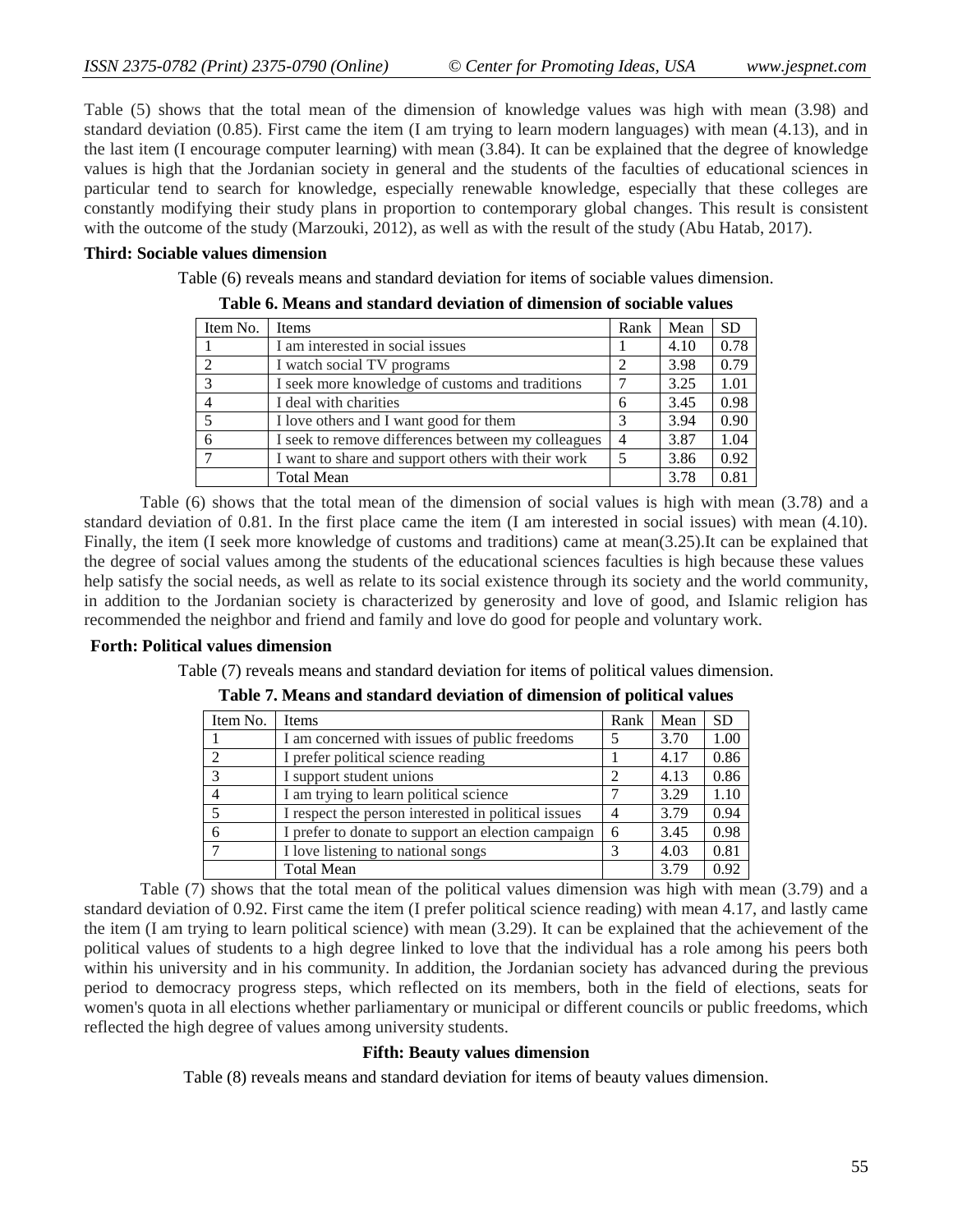Table (5) shows that the total mean of the dimension of knowledge values was high with mean (3.98) and standard deviation (0.85). First came the item (I am trying to learn modern languages) with mean (4.13), and in the last item (I encourage computer learning) with mean (3.84). It can be explained that the degree of knowledge values is high that the Jordanian society in general and the students of the faculties of educational sciences in particular tend to search for knowledge, especially renewable knowledge, especially that these colleges are constantly modifying their study plans in proportion to contemporary global changes. This result is consistent with the outcome of the study (Marzouki, 2012), as well as with the result of the study (Abu Hatab, 2017).

**Third: Sociable values dimension**

Table (6) reveals means and standard deviation for items of sociable values dimension.

**Table 6. Means and standard deviation of dimension of sociable values**

| Item No. | Items | Rank | Mean | SD |
|---|---|---|---|---|
| 1 | I am interested in social issues | 1 | 4.10 | 0.78 |
| 2 | I watch social TV programs | 2 | 3.98 | 0.79 |
| 3 | I seek more knowledge of customs and traditions | 7 | 3.25 | 1.01 |
| 4 | I deal with charities | 6 | 3.45 | 0.98 |
| 5 | I love others and I want good for them | 3 | 3.94 | 0.90 |
| 6 | I seek to remove differences between my colleagues | 4 | 3.87 | 1.04 |
| 7 | I want to share and support others with their work | 5 | 3.86 | 0.92 |
| | Total Mean | | 3.78 | 0.81 |

Table (6) shows that the total mean of the dimension of social values is high with mean (3.78) and a standard deviation of 0.81. In the first place came the item (I am interested in social issues) with mean (4.10). Finally, the item (I seek more knowledge of customs and traditions) came at mean(3.25).It can be explained that the degree of social values among the students of the educational sciences faculties is high because these values help satisfy the social needs, as well as relate to its social existence through its society and the world community, in addition to the Jordanian society is characterized by generosity and love of good, and Islamic religion has recommended the neighbor and friend and family and love do good for people and voluntary work.

**Forth: Political values dimension**

Table (7) reveals means and standard deviation for items of political values dimension.

**Table 7. Means and standard deviation of dimension of political values**

| Item No. | Items | Rank | Mean | SD |
|---|---|---|---|---|
| 1 | I am concerned with issues of public freedoms | 5 | 3.70 | 1.00 |
| 2 | I prefer political science reading | 1 | 4.17 | 0.86 |
| 3 | I support student unions | 2 | 4.13 | 0.86 |
| 4 | I am trying to learn political science | 7 | 3.29 | 1.10 |
| 5 | I respect the person interested in political issues | 4 | 3.79 | 0.94 |
| 6 | I prefer to donate to support an election campaign | 6 | 3.45 | 0.98 |
| 7 | I love listening to national songs | 3 | 4.03 | 0.81 |
| | Total Mean | | 3.79 | 0.92 |

Table (7) shows that the total mean of the political values dimension was high with mean (3.79) and a standard deviation of 0.92. First came the item (I prefer political science reading) with mean 4.17, and lastly came the item (I am trying to learn political science) with mean (3.29). It can be explained that the achievement of the political values of students to a high degree linked to love that the individual has a role among his peers both within his university and in his community. In addition, the Jordanian society has advanced during the previous period to democracy progress steps, which reflected on its members, both in the field of elections, seats for women's quota in all elections whether parliamentary or municipal or different councils or public freedoms, which reflected the high degree of values among university students.

**Fifth: Beauty values dimension**

Table (8) reveals means and standard deviation for items of beauty values dimension.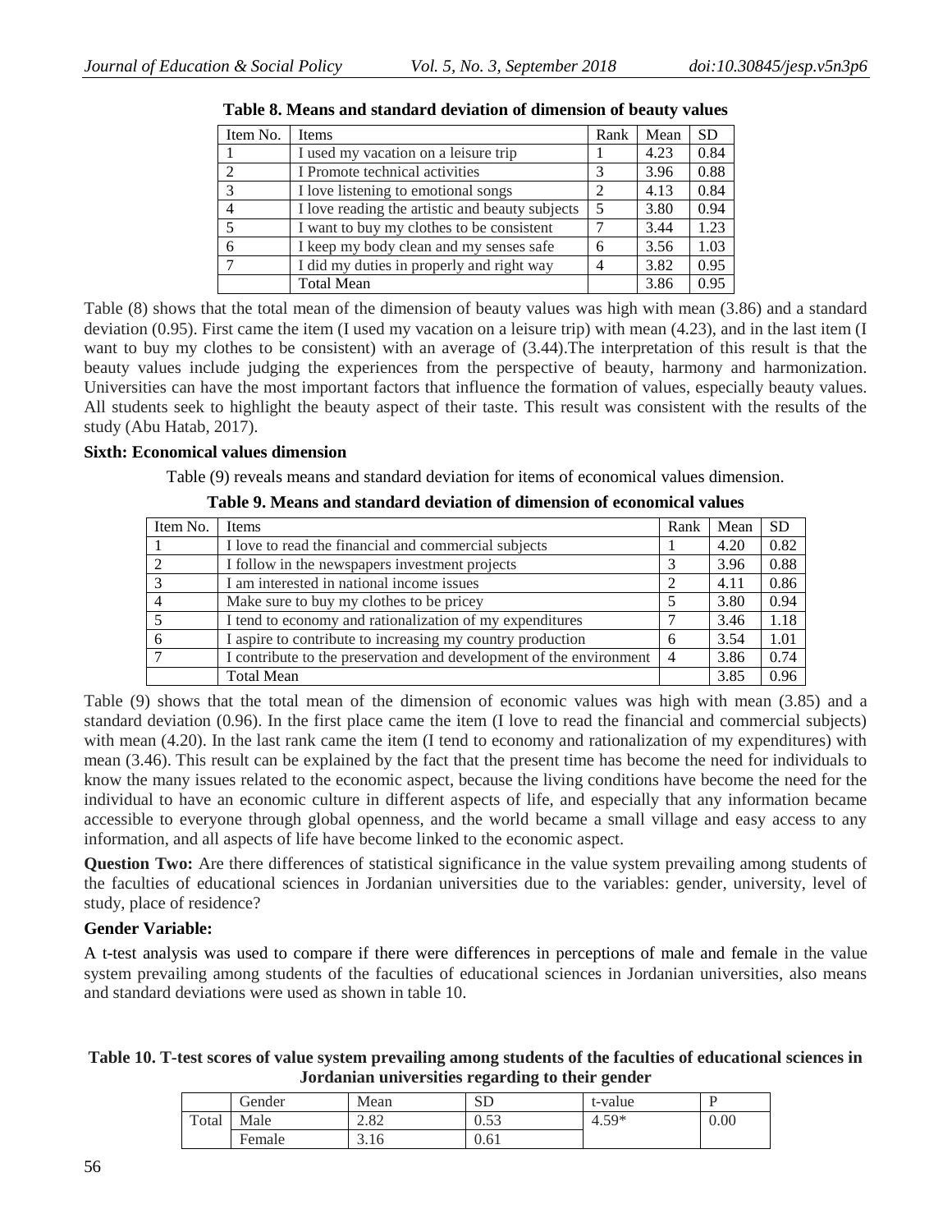**Table 8. Means and standard deviation of dimension of beauty values**

| Item No. | Items | Rank | Mean | SD |
|---|---|---|---|---|
| 1 | I used my vacation on a leisure trip | 1 | 4.23 | 0.84 |
| 2 | I Promote technical activities | 3 | 3.96 | 0.88 |
| 3 | I love listening to emotional songs | 2 | 4.13 | 0.84 |
| 4 | I love reading the artistic and beauty subjects | 5 | 3.80 | 0.94 |
| 5 | I want to buy my clothes to be consistent | 7 | 3.44 | 1.23 |
| 6 | I keep my body clean and my senses safe | 6 | 3.56 | 1.03 |
| 7 | I did my duties in properly and right way | 4 | 3.82 | 0.95 |
|  | Total Mean |  | 3.86 | 0.95 |

Table (8) shows that the total mean of the dimension of beauty values was high with mean (3.86) and a standard deviation (0.95). First came the item (I used my vacation on a leisure trip) with mean (4.23), and in the last item (I want to buy my clothes to be consistent) with an average of (3.44).The interpretation of this result is that the beauty values include judging the experiences from the perspective of beauty, harmony and harmonization. Universities can have the most important factors that influence the formation of values, especially beauty values. All students seek to highlight the beauty aspect of their taste. This result was consistent with the results of the study (Abu Hatab, 2017).

**Sixth: Economical values dimension**

Table (9) reveals means and standard deviation for items of economical values dimension.

**Table 9. Means and standard deviation of dimension of economical values**

| Item No. | Items | Rank | Mean | SD |
|---|---|---|---|---|
| 1 | I love to read the financial and commercial subjects | 1 | 4.20 | 0.82 |
| 2 | I follow in the newspapers investment projects | 3 | 3.96 | 0.88 |
| 3 | I am interested in national income issues | 2 | 4.11 | 0.86 |
| 4 | Make sure to buy my clothes to be pricey | 5 | 3.80 | 0.94 |
| 5 | I tend to economy and rationalization of my expenditures | 7 | 3.46 | 1.18 |
| 6 | I aspire to contribute to increasing my country production | 6 | 3.54 | 1.01 |
| 7 | I contribute to the preservation and development of the environment | 4 | 3.86 | 0.74 |
|  | Total Mean |  | 3.85 | 0.96 |

Table (9) shows that the total mean of the dimension of economic values was high with mean (3.85) and a standard deviation (0.96). In the first place came the item (I love to read the financial and commercial subjects) with mean (4.20). In the last rank came the item (I tend to economy and rationalization of my expenditures) with mean (3.46). This result can be explained by the fact that the present time has become the need for individuals to know the many issues related to the economic aspect, because the living conditions have become the need for the individual to have an economic culture in different aspects of life, and especially that any information became accessible to everyone through global openness, and the world became a small village and easy access to any information, and all aspects of life have become linked to the economic aspect.

**Question Two:** Are there differences of statistical significance in the value system prevailing among students of the faculties of educational sciences in Jordanian universities due to the variables: gender, university, level of study, place of residence?

**Gender Variable:**

A t-test analysis was used to compare if there were differences in perceptions of male and female in the value system prevailing among students of the faculties of educational sciences in Jordanian universities, also means and standard deviations were used as shown in table 10.

**Table 10. T-test scores of value system prevailing among students of the faculties of educational sciences in Jordanian universities regarding to their gender**

|  | Gender | Mean | SD | t-value | P |
|---|---|---|---|---|---|
| Total | Male | 2.82 | 0.53 | 4.59* | 0.00 |
|  | Female | 3.16 | 0.61 |  |  |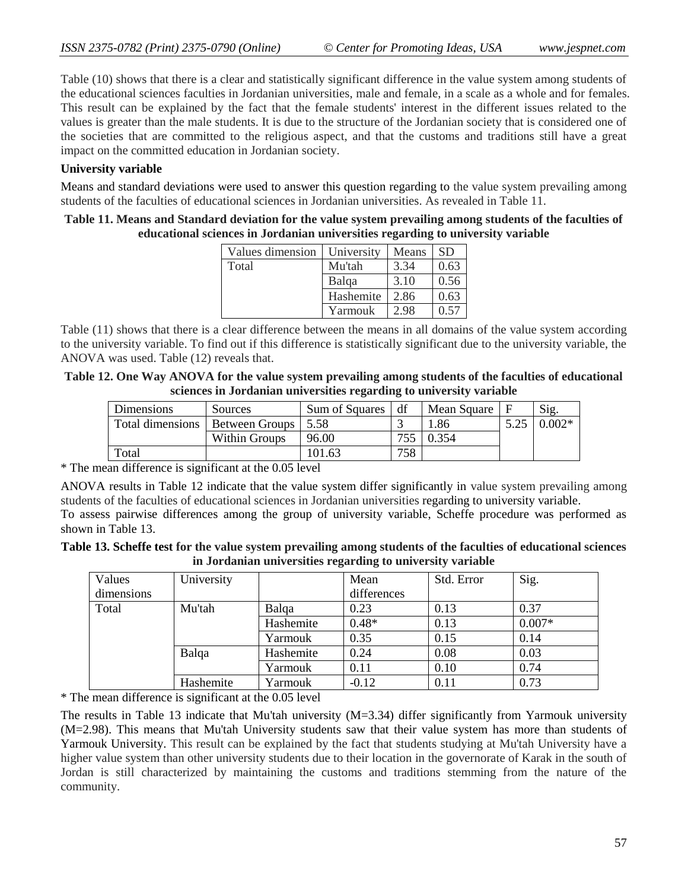Table (10) shows that there is a clear and statistically significant difference in the value system among students of the educational sciences faculties in Jordanian universities, male and female, in a scale as a whole and for females. This result can be explained by the fact that the female students' interest in the different issues related to the values is greater than the male students. It is due to the structure of the Jordanian society that is considered one of the societies that are committed to the religious aspect, and that the customs and traditions still have a great impact on the committed education in Jordanian society.

**University variable**

Means and standard deviations were used to answer this question regarding to the value system prevailing among students of the faculties of educational sciences in Jordanian universities. As revealed in Table 11.

**Table 11. Means and Standard deviation for the value system prevailing among students of the faculties of educational sciences in Jordanian universities regarding to university variable**

| Values dimension | University | Means | SD |
|---|---|---|---|
| Total | Mu'tah | 3.34 | 0.63 |
| | Balqa | 3.10 | 0.56 |
| | Hashemite | 2.86 | 0.63 |
| | Yarmouk | 2.98 | 0.57 |

Table (11) shows that there is a clear difference between the means in all domains of the value system according to the university variable. To find out if this difference is statistically significant due to the university variable, the ANOVA was used. Table (12) reveals that.

**Table 12. One Way ANOVA for the value system prevailing among students of the faculties of educational sciences in Jordanian universities regarding to university variable**

| Dimensions | Sources | Sum of Squares | df | Mean Square | F | Sig. |
|---|---|---|---|---|---|---|
| Total dimensions | Between Groups | 5.58 | 3 | 1.86 | 5.25 | 0.002* |
| | Within Groups | 96.00 | 755 | 0.354 | | |
| Total | | 101.63 | 758 | | | |

\* The mean difference is significant at the 0.05 level

ANOVA results in Table 12 indicate that the value system differ significantly in value system prevailing among students of the faculties of educational sciences in Jordanian universities regarding to university variable.

To assess pairwise differences among the group of university variable, Scheffe procedure was performed as shown in Table 13.

**Table 13. Scheffe test for the value system prevailing among students of the faculties of educational sciences in Jordanian universities regarding to university variable**

| Values dimensions | University | | Mean differences | Std. Error | Sig. |
|---|---|---|---|---|---|
| Total | Mu'tah | Balqa | 0.23 | 0.13 | 0.37 |
| | | Hashemite | 0.48* | 0.13 | 0.007* |
| | | Yarmouk | 0.35 | 0.15 | 0.14 |
| | Balqa | Hashemite | 0.24 | 0.08 | 0.03 |
| | | Yarmouk | 0.11 | 0.10 | 0.74 |
| | Hashemite | Yarmouk | -0.12 | 0.11 | 0.73 |

\* The mean difference is significant at the 0.05 level

The results in Table 13 indicate that Mu'tah university (M=3.34) differ significantly from Yarmouk university (M=2.98). This means that Mu'tah University students saw that their value system has more than students of Yarmouk University. This result can be explained by the fact that students studying at Mu'tah University have a higher value system than other university students due to their location in the governorate of Karak in the south of Jordan is still characterized by maintaining the customs and traditions stemming from the nature of the community.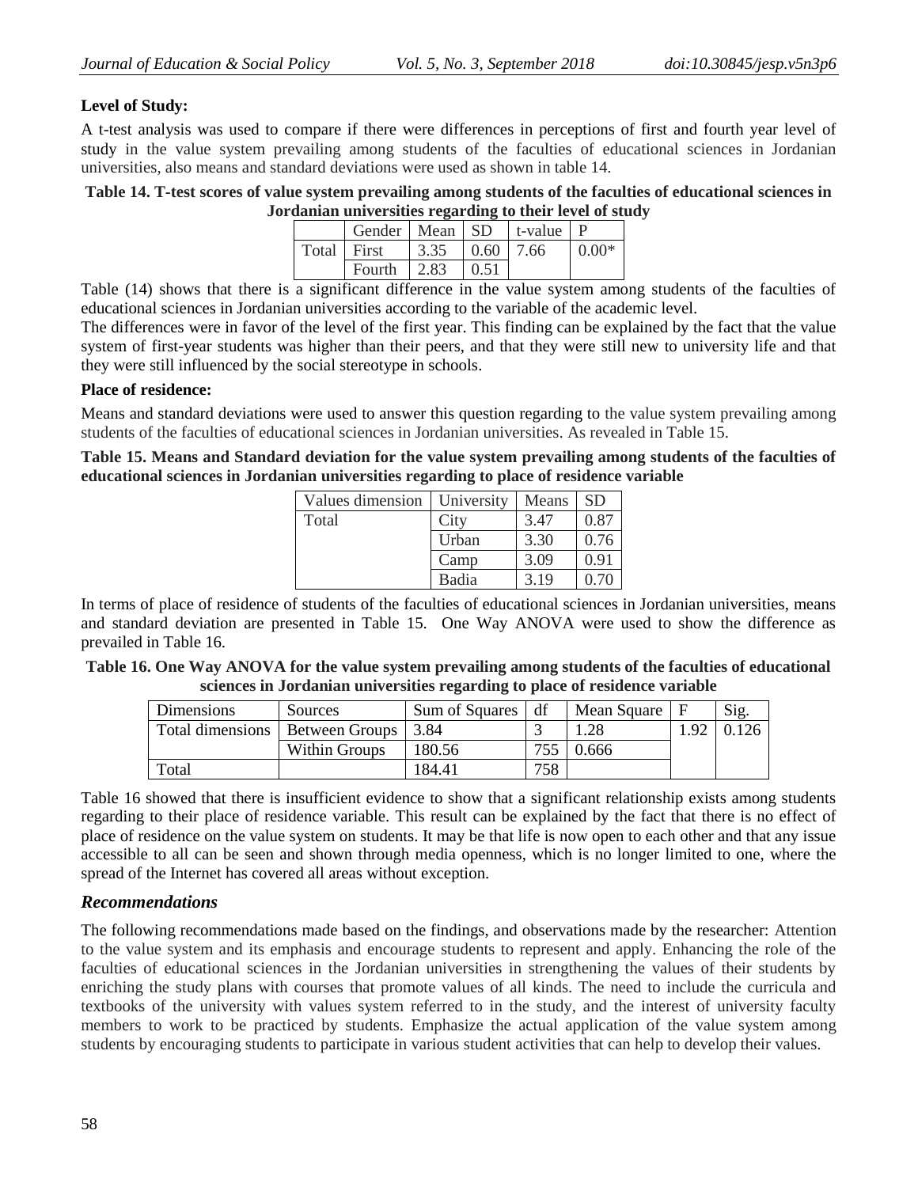**Level of Study:**

A t-test analysis was used to compare if there were differences in perceptions of first and fourth year level of study in the value system prevailing among students of the faculties of educational sciences in Jordanian universities, also means and standard deviations were used as shown in table 14.

**Table 14. T-test scores of value system prevailing among students of the faculties of educational sciences in Jordanian universities regarding to their level of study**

| | Gender | Mean | SD | t-value | P |
|---|---|---|---|---|---|
| Total | First | 3.35 | 0.60 | 7.66 | 0.00* |
| | Fourth | 2.83 | 0.51 | | |

Table (14) shows that there is a significant difference in the value system among students of the faculties of educational sciences in Jordanian universities according to the variable of the academic level.

The differences were in favor of the level of the first year. This finding can be explained by the fact that the value system of first-year students was higher than their peers, and that they were still new to university life and that they were still influenced by the social stereotype in schools.

**Place of residence:**

Means and standard deviations were used to answer this question regarding to the value system prevailing among students of the faculties of educational sciences in Jordanian universities. As revealed in Table 15.

**Table 15. Means and Standard deviation for the value system prevailing among students of the faculties of educational sciences in Jordanian universities regarding to place of residence variable**

| Values dimension | University | Means | SD |
|---|---|---|---|
| Total | City | 3.47 | 0.87 |
| | Urban | 3.30 | 0.76 |
| | Camp | 3.09 | 0.91 |
| | Badia | 3.19 | 0.70 |

In terms of place of residence of students of the faculties of educational sciences in Jordanian universities, means and standard deviation are presented in Table 15. One Way ANOVA were used to show the difference as prevailed in Table 16.

**Table 16. One Way ANOVA for the value system prevailing among students of the faculties of educational sciences in Jordanian universities regarding to place of residence variable**

| Dimensions | Sources | Sum of Squares | df | Mean Square | F | Sig. |
|---|---|---|---|---|---|---|
| Total dimensions | Between Groups | 3.84 | 3 | 1.28 | 1.92 | 0.126 |
| | Within Groups | 180.56 | 755 | 0.666 | | |
| Total | | 184.41 | 758 | | | |

Table 16 showed that there is insufficient evidence to show that a significant relationship exists among students regarding to their place of residence variable. This result can be explained by the fact that there is no effect of place of residence on the value system on students. It may be that life is now open to each other and that any issue accessible to all can be seen and shown through media openness, which is no longer limited to one, where the spread of the Internet has covered all areas without exception.

## *Recommendations*

The following recommendations made based on the findings, and observations made by the researcher: Attention to the value system and its emphasis and encourage students to represent and apply. Enhancing the role of the faculties of educational sciences in the Jordanian universities in strengthening the values of their students by enriching the study plans with courses that promote values of all kinds. The need to include the curricula and textbooks of the university with values system referred to in the study, and the interest of university faculty members to work to be practiced by students. Emphasize the actual application of the value system among students by encouraging students to participate in various student activities that can help to develop their values.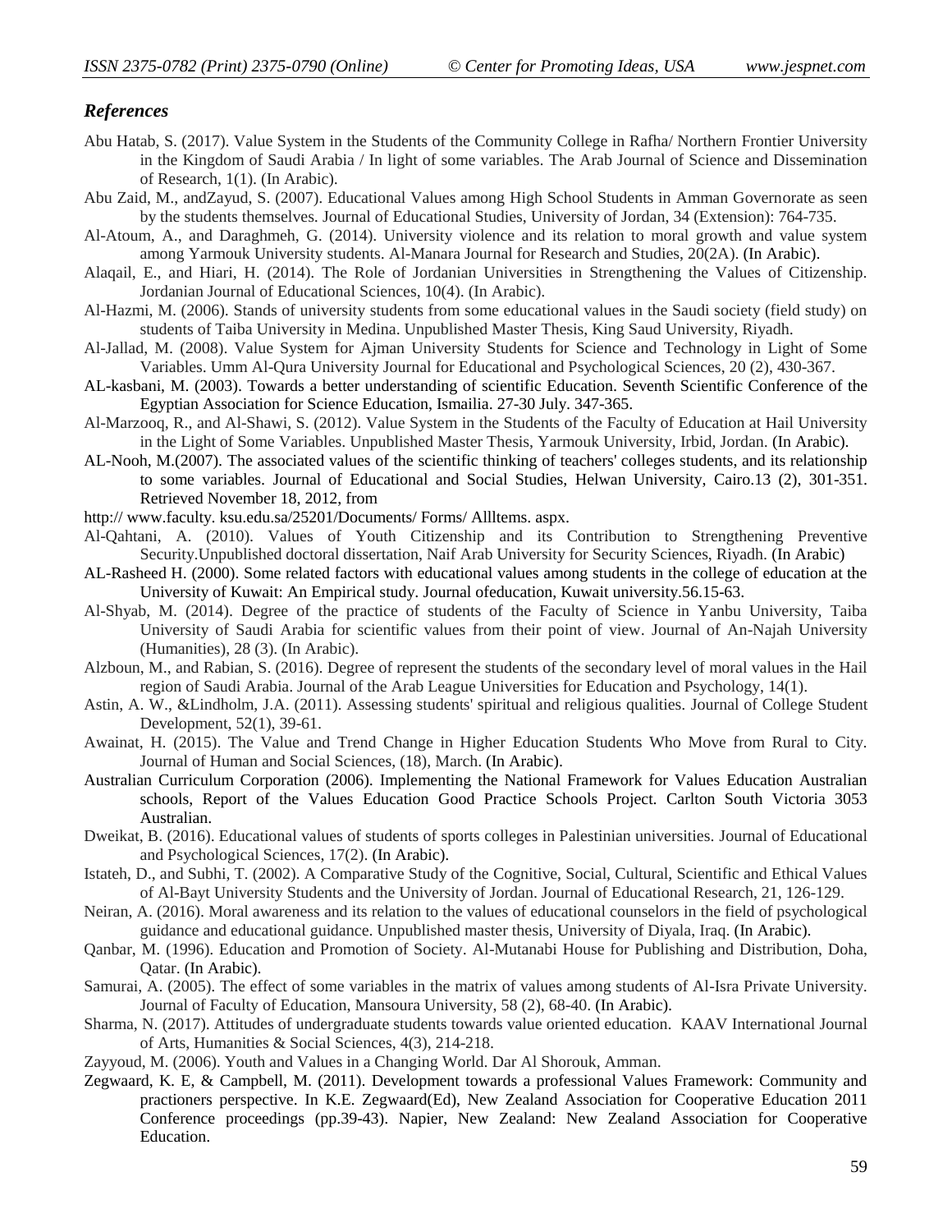## References

Abu Hatab, S. (2017). Value System in the Students of the Community College in Rafha/ Northern Frontier University in the Kingdom of Saudi Arabia / In light of some variables. The Arab Journal of Science and Dissemination of Research, 1(1). (In Arabic).

Abu Zaid, M., andZayud, S. (2007). Educational Values among High School Students in Amman Governorate as seen by the students themselves. Journal of Educational Studies, University of Jordan, 34 (Extension): 764-735.

Al-Atoum, A., and Daraghmeh, G. (2014). University violence and its relation to moral growth and value system among Yarmouk University students. Al-Manara Journal for Research and Studies, 20(2A). (In Arabic).

Alaqail, E., and Hiari, H. (2014). The Role of Jordanian Universities in Strengthening the Values of Citizenship. Jordanian Journal of Educational Sciences, 10(4). (In Arabic).

Al-Hazmi, M. (2006). Stands of university students from some educational values in the Saudi society (field study) on students of Taiba University in Medina. Unpublished Master Thesis, King Saud University, Riyadh.

Al-Jallad, M. (2008). Value System for Ajman University Students for Science and Technology in Light of Some Variables. Umm Al-Qura University Journal for Educational and Psychological Sciences, 20 (2), 430-367.

AL-kasbani, M. (2003). Towards a better understanding of scientific Education. Seventh Scientific Conference of the Egyptian Association for Science Education, Ismailia. 27-30 July. 347-365.

Al-Marzooq, R., and Al-Shawi, S. (2012). Value System in the Students of the Faculty of Education at Hail University in the Light of Some Variables. Unpublished Master Thesis, Yarmouk University, Irbid, Jordan. (In Arabic).

AL-Nooh, M.(2007). The associated values of the scientific thinking of teachers' colleges students, and its relationship to some variables. Journal of Educational and Social Studies, Helwan University, Cairo.13 (2), 301-351. Retrieved November 18, 2012, from

http:// www.faculty. ksu.edu.sa/25201/Documents/ Forms/ Allltems. aspx.

Al-Qahtani, A. (2010). Values of Youth Citizenship and its Contribution to Strengthening Preventive Security.Unpublished doctoral dissertation, Naif Arab University for Security Sciences, Riyadh. (In Arabic)

AL-Rasheed H. (2000). Some related factors with educational values among students in the college of education at the University of Kuwait: An Empirical study. Journal ofeducation, Kuwait university.56.15-63.

Al-Shyab, M. (2014). Degree of the practice of students of the Faculty of Science in Yanbu University, Taiba University of Saudi Arabia for scientific values from their point of view. Journal of An-Najah University (Humanities), 28 (3). (In Arabic).

Alzboun, M., and Rabian, S. (2016). Degree of represent the students of the secondary level of moral values in the Hail region of Saudi Arabia. Journal of the Arab League Universities for Education and Psychology, 14(1).

Astin, A. W., &Lindholm, J.A. (2011). Assessing students' spiritual and religious qualities. Journal of College Student Development, 52(1), 39-61.

Awainat, H. (2015). The Value and Trend Change in Higher Education Students Who Move from Rural to City. Journal of Human and Social Sciences, (18), March. (In Arabic).

Australian Curriculum Corporation (2006). Implementing the National Framework for Values Education Australian schools, Report of the Values Education Good Practice Schools Project. Carlton South Victoria 3053 Australian.

Dweikat, B. (2016). Educational values of students of sports colleges in Palestinian universities. Journal of Educational and Psychological Sciences, 17(2). (In Arabic).

Istateh, D., and Subhi, T. (2002). A Comparative Study of the Cognitive, Social, Cultural, Scientific and Ethical Values of Al-Bayt University Students and the University of Jordan. Journal of Educational Research, 21, 126-129.

Neiran, A. (2016). Moral awareness and its relation to the values of educational counselors in the field of psychological guidance and educational guidance. Unpublished master thesis, University of Diyala, Iraq. (In Arabic).

Qanbar, M. (1996). Education and Promotion of Society. Al-Mutanabi House for Publishing and Distribution, Doha, Qatar. (In Arabic).

Samurai, A. (2005). The effect of some variables in the matrix of values among students of Al-Isra Private University. Journal of Faculty of Education, Mansoura University, 58 (2), 68-40. (In Arabic).

Sharma, N. (2017). Attitudes of undergraduate students towards value oriented education. KAAV International Journal of Arts, Humanities & Social Sciences, 4(3), 214-218.

Zayyoud, M. (2006). Youth and Values in a Changing World. Dar Al Shorouk, Amman.

Zegwaard, K. E, & Campbell, M. (2011). Development towards a professional Values Framework: Community and practioners perspective. In K.E. Zegwaard(Ed), New Zealand Association for Cooperative Education 2011 Conference proceedings (pp.39-43). Napier, New Zealand: New Zealand Association for Cooperative Education.